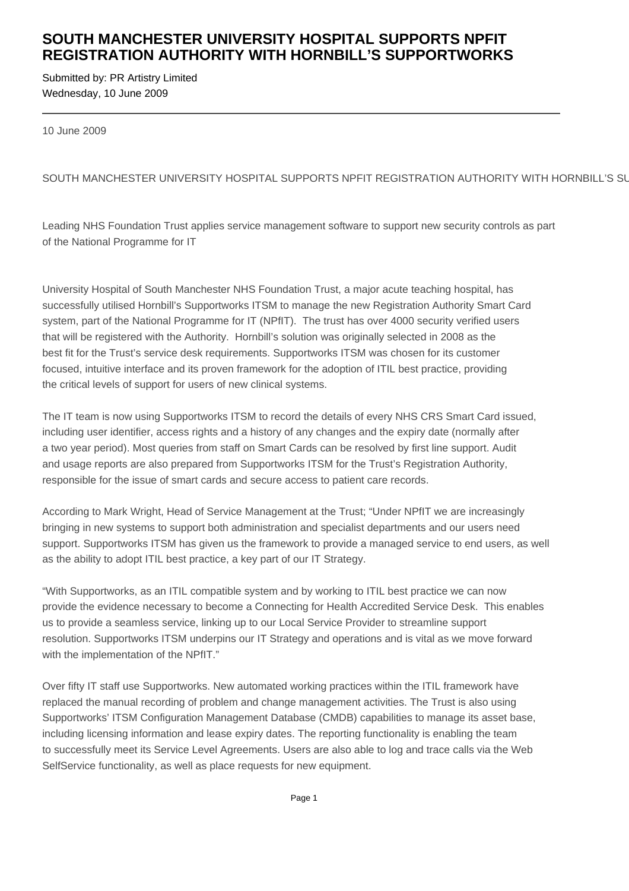# SOUTH MANCHESTER UNIVERSITY HOSPITAL SUPPORTS NPFIT REGISTRATION AUTHORITY WITH HORNBILL'S SUPPORTWORKS

Submitted by: PR Artistry Limited
Wednesday, 10 June 2009

---

10 June 2009

SOUTH MANCHESTER UNIVERSITY HOSPITAL SUPPORTS NPFIT REGISTRATION AUTHORITY WITH HORNBILL'S SU

Leading NHS Foundation Trust applies service management software to support new security controls as part of the National Programme for IT

University Hospital of South Manchester NHS Foundation Trust, a major acute teaching hospital, has successfully utilised Hornbill's Supportworks ITSM to manage the new Registration Authority Smart Card system, part of the National Programme for IT (NPfIT). The trust has over 4000 security verified users that will be registered with the Authority. Hornbill's solution was originally selected in 2008 as the best fit for the Trust's service desk requirements. Supportworks ITSM was chosen for its customer focused, intuitive interface and its proven framework for the adoption of ITIL best practice, providing the critical levels of support for users of new clinical systems.

The IT team is now using Supportworks ITSM to record the details of every NHS CRS Smart Card issued, including user identifier, access rights and a history of any changes and the expiry date (normally after a two year period). Most queries from staff on Smart Cards can be resolved by first line support. Audit and usage reports are also prepared from Supportworks ITSM for the Trust's Registration Authority, responsible for the issue of smart cards and secure access to patient care records.

According to Mark Wright, Head of Service Management at the Trust; "Under NPfIT we are increasingly bringing in new systems to support both administration and specialist departments and our users need support. Supportworks ITSM has given us the framework to provide a managed service to end users, as well as the ability to adopt ITIL best practice, a key part of our IT Strategy.

"With Supportworks, as an ITIL compatible system and by working to ITIL best practice we can now provide the evidence necessary to become a Connecting for Health Accredited Service Desk. This enables us to provide a seamless service, linking up to our Local Service Provider to streamline support resolution. Supportworks ITSM underpins our IT Strategy and operations and is vital as we move forward with the implementation of the NPfIT."

Over fifty IT staff use Supportworks. New automated working practices within the ITIL framework have replaced the manual recording of problem and change management activities. The Trust is also using Supportworks' ITSM Configuration Management Database (CMDB) capabilities to manage its asset base, including licensing information and lease expiry dates. The reporting functionality is enabling the team to successfully meet its Service Level Agreements. Users are also able to log and trace calls via the Web SelfService functionality, as well as place requests for new equipment.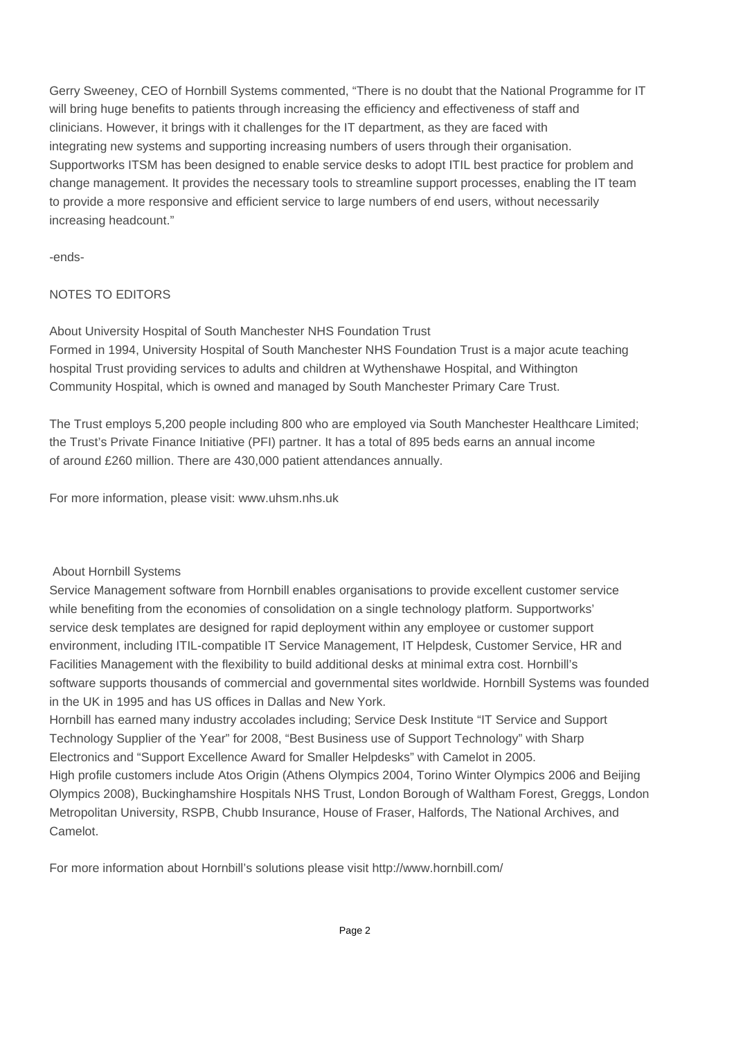Gerry Sweeney, CEO of Hornbill Systems commented, "There is no doubt that the National Programme for IT will bring huge benefits to patients through increasing the efficiency and effectiveness of staff and clinicians. However, it brings with it challenges for the IT department, as they are faced with integrating new systems and supporting increasing numbers of users through their organisation. Supportworks ITSM has been designed to enable service desks to adopt ITIL best practice for problem and change management. It provides the necessary tools to streamline support processes, enabling the IT team to provide a more responsive and efficient service to large numbers of end users, without necessarily increasing headcount."

-ends-

NOTES TO EDITORS

About University Hospital of South Manchester NHS Foundation Trust
Formed in 1994, University Hospital of South Manchester NHS Foundation Trust is a major acute teaching hospital Trust providing services to adults and children at Wythenshawe Hospital, and Withington Community Hospital, which is owned and managed by South Manchester Primary Care Trust.

The Trust employs 5,200 people including 800 who are employed via South Manchester Healthcare Limited; the Trust's Private Finance Initiative (PFI) partner. It has a total of 895 beds earns an annual income of around £260 million. There are 430,000 patient attendances annually.

For more information, please visit: www.uhsm.nhs.uk

About Hornbill Systems
Service Management software from Hornbill enables organisations to provide excellent customer service while benefiting from the economies of consolidation on a single technology platform. Supportworks' service desk templates are designed for rapid deployment within any employee or customer support environment, including ITIL-compatible IT Service Management, IT Helpdesk, Customer Service, HR and Facilities Management with the flexibility to build additional desks at minimal extra cost. Hornbill's software supports thousands of commercial and governmental sites worldwide. Hornbill Systems was founded in the UK in 1995 and has US offices in Dallas and New York.
Hornbill has earned many industry accolades including; Service Desk Institute "IT Service and Support Technology Supplier of the Year" for 2008, "Best Business use of Support Technology" with Sharp Electronics and "Support Excellence Award for Smaller Helpdesks" with Camelot in 2005.
High profile customers include Atos Origin (Athens Olympics 2004, Torino Winter Olympics 2006 and Beijing Olympics 2008), Buckinghamshire Hospitals NHS Trust, London Borough of Waltham Forest, Greggs, London Metropolitan University, RSPB, Chubb Insurance, House of Fraser, Halfords, The National Archives, and Camelot.

For more information about Hornbill's solutions please visit http://www.hornbill.com/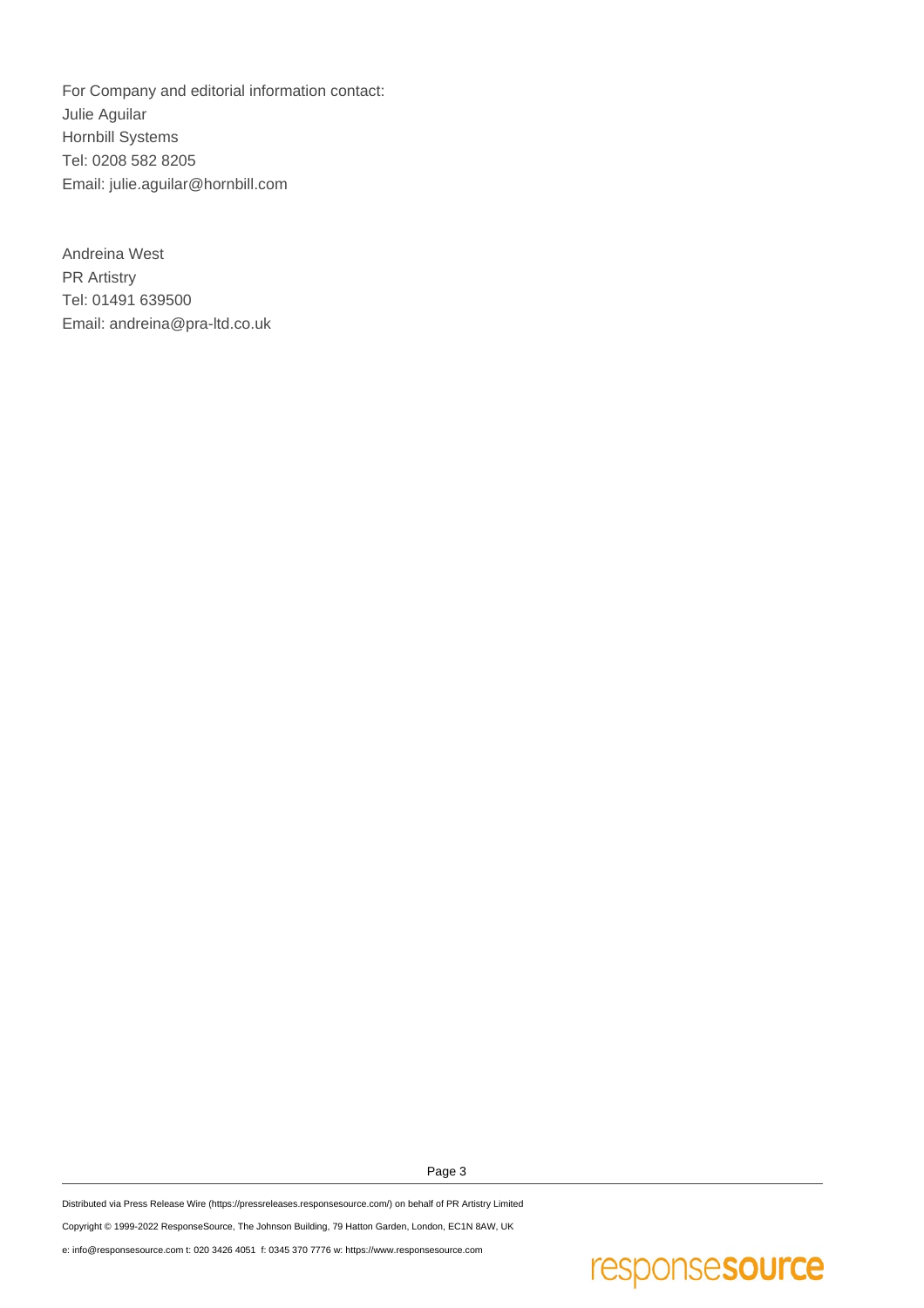For Company and editorial information contact:
Julie Aguilar
Hornbill Systems
Tel: 0208 582 8205
Email: julie.aguilar@hornbill.com

Andreina West
PR Artistry
Tel: 01491 639500
Email: andreina@pra-ltd.co.uk